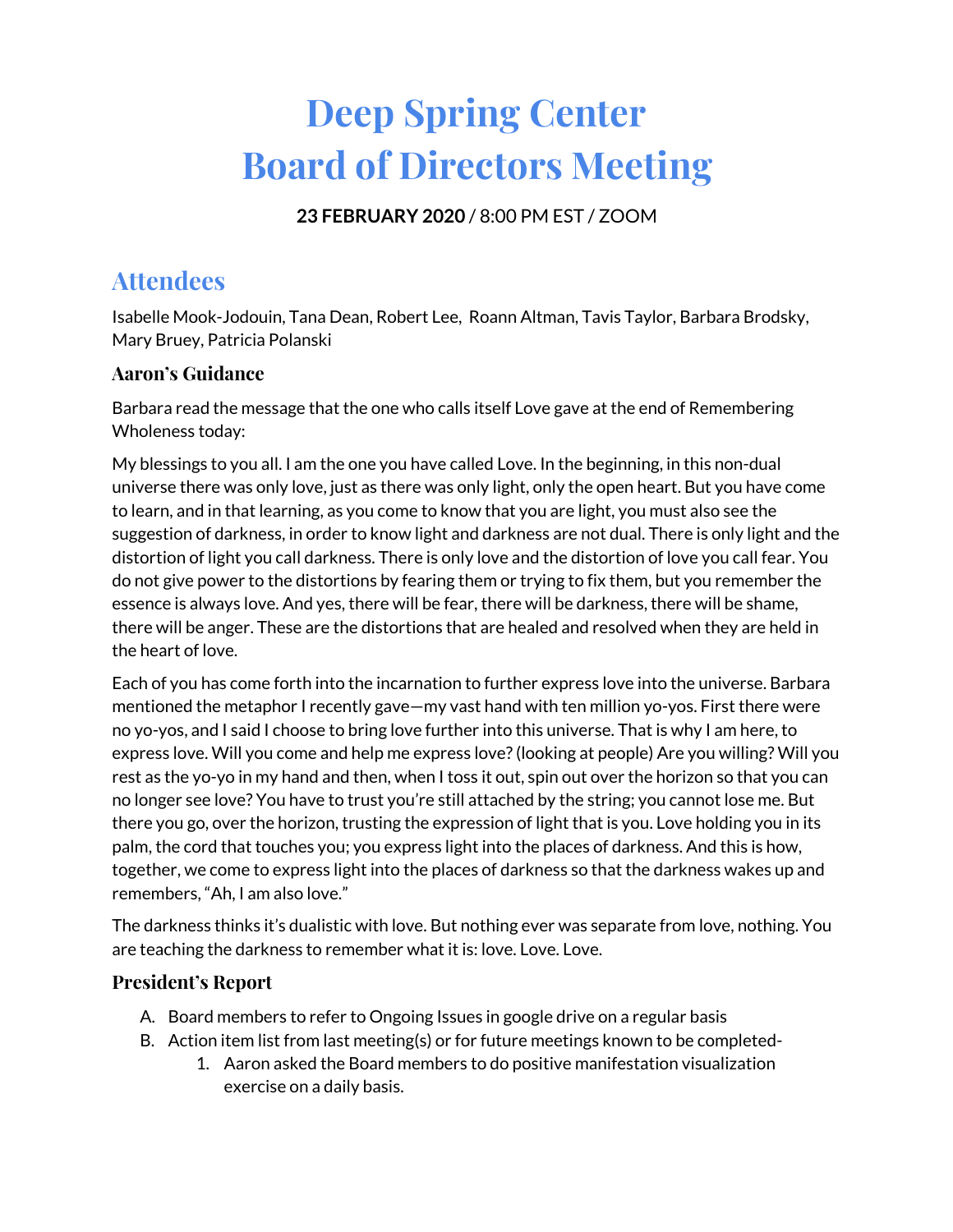# Deep Spring Center
# Board of Directors Meeting

**23 FEBRUARY 2020** / 8:00 PM EST / ZOOM

## Attendees

Isabelle Mook-Jodouin, Tana Dean, Robert Lee, Roann Altman, Tavis Taylor, Barbara Brodsky, Mary Bruey, Patricia Polanski

### Aaron's Guidance

Barbara read the message that the one who calls itself Love gave at the end of Remembering Wholeness today:

My blessings to you all. I am the one you have called Love. In the beginning, in this non-dual universe there was only love, just as there was only light, only the open heart. But you have come to learn, and in that learning, as you come to know that you are light, you must also see the suggestion of darkness, in order to know light and darkness are not dual. There is only light and the distortion of light you call darkness. There is only love and the distortion of love you call fear. You do not give power to the distortions by fearing them or trying to fix them, but you remember the essence is always love. And yes, there will be fear, there will be darkness, there will be shame, there will be anger. These are the distortions that are healed and resolved when they are held in the heart of love.

Each of you has come forth into the incarnation to further express love into the universe. Barbara mentioned the metaphor I recently gave—my vast hand with ten million yo-yos. First there were no yo-yos, and I said I choose to bring love further into this universe. That is why I am here, to express love. Will you come and help me express love? (looking at people) Are you willing? Will you rest as the yo-yo in my hand and then, when I toss it out, spin out over the horizon so that you can no longer see love? You have to trust you're still attached by the string; you cannot lose me. But there you go, over the horizon, trusting the expression of light that is you. Love holding you in its palm, the cord that touches you; you express light into the places of darkness. And this is how, together, we come to express light into the places of darkness so that the darkness wakes up and remembers, "Ah, I am also love."

The darkness thinks it's dualistic with love. But nothing ever was separate from love, nothing. You are teaching the darkness to remember what it is: love. Love. Love.

### President's Report

A. Board members to refer to Ongoing Issues in google drive on a regular basis
B. Action item list from last meeting(s) or for future meetings known to be completed-
    1. Aaron asked the Board members to do positive manifestation visualization exercise on a daily basis.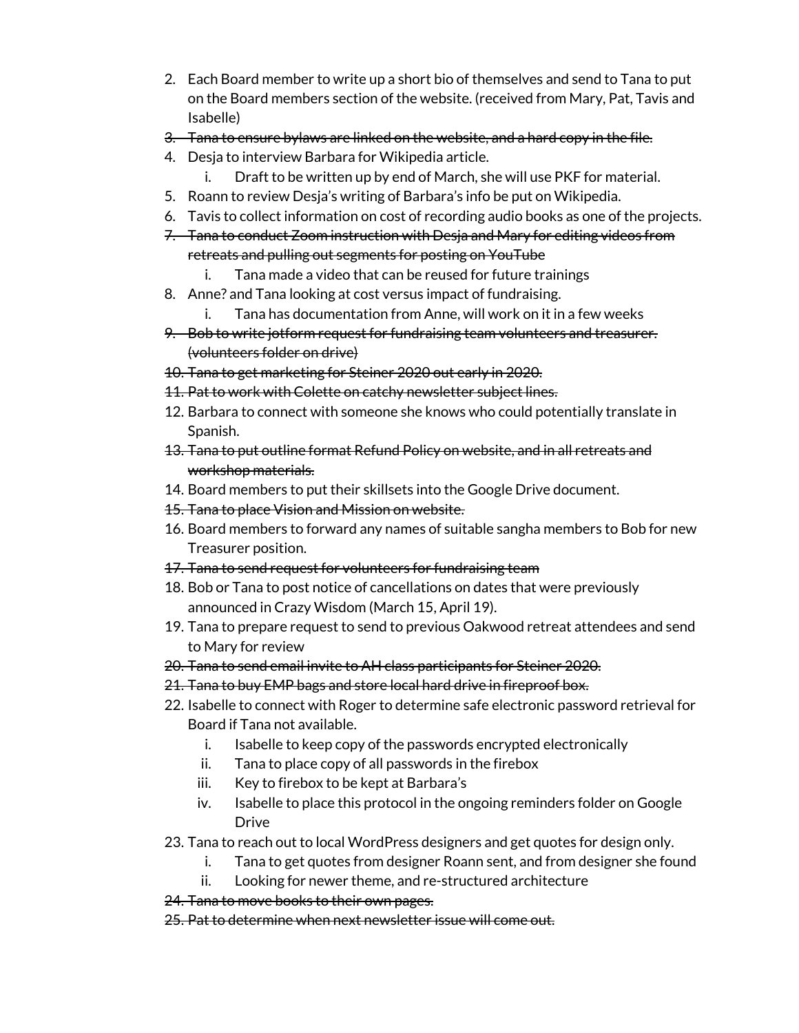2. Each Board member to write up a short bio of themselves and send to Tana to put on the Board members section of the website. (received from Mary, Pat, Tavis and Isabelle)
3. ~~Tana to ensure bylaws are linked on the website, and a hard copy in the file.~~
4. Desja to interview Barbara for Wikipedia article.
   i. Draft to be written up by end of March, she will use PKF for material.
5. Roann to review Desja's writing of Barbara's info be put on Wikipedia.
6. Tavis to collect information on cost of recording audio books as one of the projects.
7. ~~Tana to conduct Zoom instruction with Desja and Mary for editing videos from retreats and pulling out segments for posting on YouTube~~
   i. Tana made a video that can be reused for future trainings
8. Anne? and Tana looking at cost versus impact of fundraising.
   i. Tana has documentation from Anne, will work on it in a few weeks
9. ~~Bob to write jotform request for fundraising team volunteers and treasurer. (volunteers folder on drive)~~
10. ~~Tana to get marketing for Steiner 2020 out early in 2020.~~
11. ~~Pat to work with Colette on catchy newsletter subject lines.~~
12. Barbara to connect with someone she knows who could potentially translate in Spanish.
13. ~~Tana to put outline format Refund Policy on website, and in all retreats and workshop materials.~~
14. Board members to put their skillsets into the Google Drive document.
15. ~~Tana to place Vision and Mission on website.~~
16. Board members to forward any names of suitable sangha members to Bob for new Treasurer position.
17. ~~Tana to send request for volunteers for fundraising team~~
18. Bob or Tana to post notice of cancellations on dates that were previously announced in Crazy Wisdom (March 15, April 19).
19. Tana to prepare request to send to previous Oakwood retreat attendees and send to Mary for review
20. ~~Tana to send email invite to AH class participants for Steiner 2020.~~
21. ~~Tana to buy EMP bags and store local hard drive in fireproof box.~~
22. Isabelle to connect with Roger to determine safe electronic password retrieval for Board if Tana not available.
   i. Isabelle to keep copy of the passwords encrypted electronically
   ii. Tana to place copy of all passwords in the firebox
   iii. Key to firebox to be kept at Barbara's
   iv. Isabelle to place this protocol in the ongoing reminders folder on Google Drive
23. Tana to reach out to local WordPress designers and get quotes for design only.
   i. Tana to get quotes from designer Roann sent, and from designer she found
   ii. Looking for newer theme, and re-structured architecture
24. ~~Tana to move books to their own pages.~~
25. ~~Pat to determine when next newsletter issue will come out.~~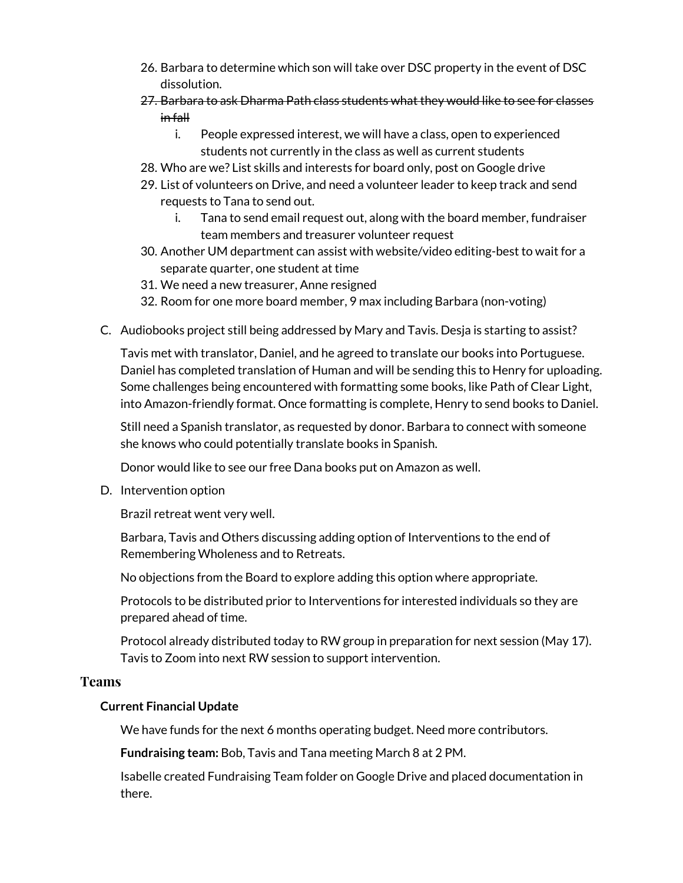26. Barbara to determine which son will take over DSC property in the event of DSC dissolution.
27. ~~Barbara to ask Dharma Path class students what they would like to see for classes in fall~~
    i. People expressed interest, we will have a class, open to experienced students not currently in the class as well as current students
28. Who are we? List skills and interests for board only, post on Google drive
29. List of volunteers on Drive, and need a volunteer leader to keep track and send requests to Tana to send out.
    i. Tana to send email request out, along with the board member, fundraiser team members and treasurer volunteer request
30. Another UM department can assist with website/video editing-best to wait for a separate quarter, one student at time
31. We need a new treasurer, Anne resigned
32. Room for one more board member, 9 max including Barbara (non-voting)

C. Audiobooks project still being addressed by Mary and Tavis. Desja is starting to assist?

   Tavis met with translator, Daniel, and he agreed to translate our books into Portuguese. Daniel has completed translation of Human and will be sending this to Henry for uploading. Some challenges being encountered with formatting some books, like Path of Clear Light, into Amazon-friendly format. Once formatting is complete, Henry to send books to Daniel.

   Still need a Spanish translator, as requested by donor. Barbara to connect with someone she knows who could potentially translate books in Spanish.

   Donor would like to see our free Dana books put on Amazon as well.

D. Intervention option

   Brazil retreat went very well.

   Barbara, Tavis and Others discussing adding option of Interventions to the end of Remembering Wholeness and to Retreats.

   No objections from the Board to explore adding this option where appropriate.

   Protocols to be distributed prior to Interventions for interested individuals so they are prepared ahead of time.

   Protocol already distributed today to RW group in preparation for next session (May 17). Tavis to Zoom into next RW session to support intervention.

## Teams

### Current Financial Update

We have funds for the next 6 months operating budget. Need more contributors.

**Fundraising team:** Bob, Tavis and Tana meeting March 8 at 2 PM.

Isabelle created Fundraising Team folder on Google Drive and placed documentation in there.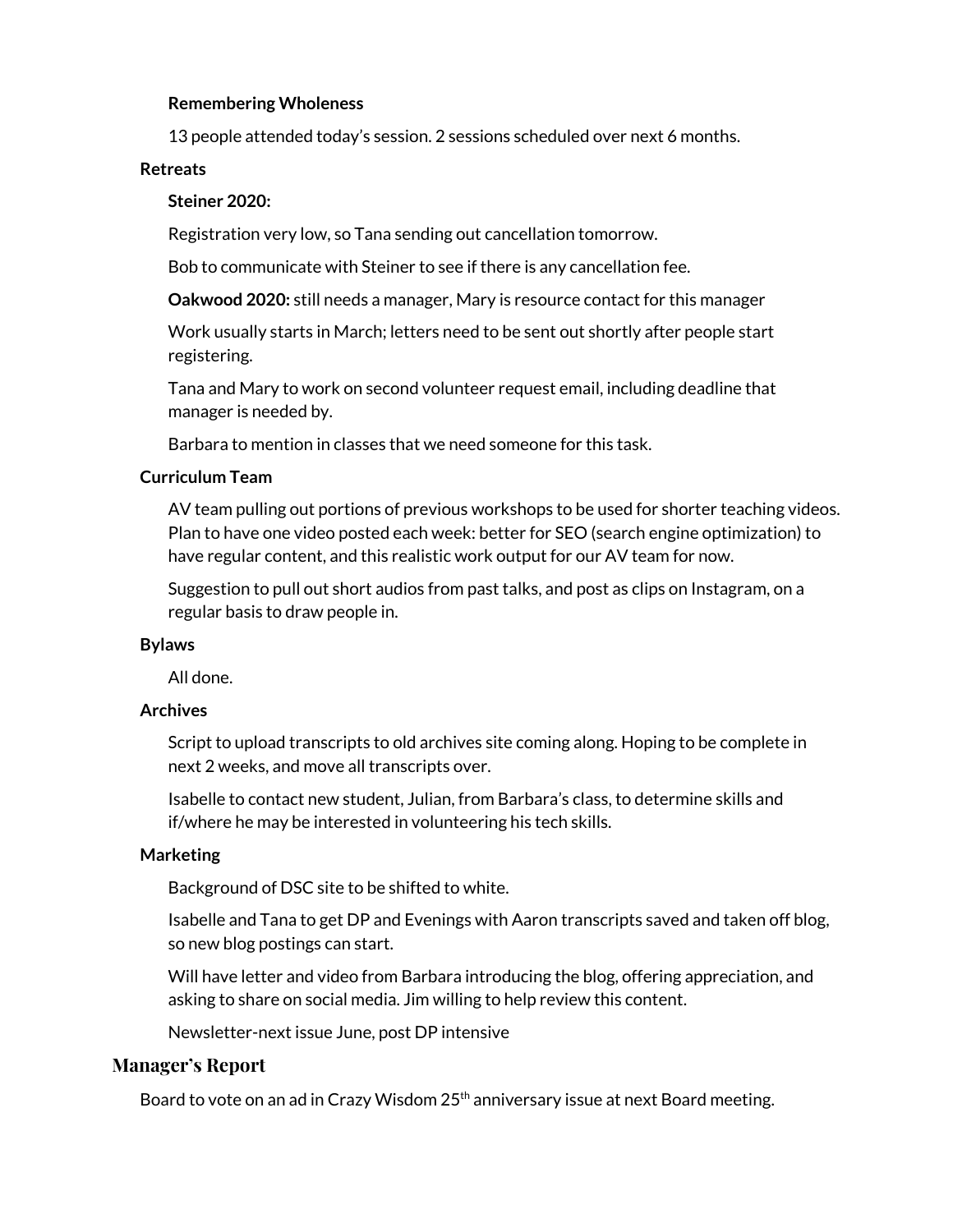#### Remembering Wholeness

13 people attended today's session. 2 sessions scheduled over next 6 months.

### Retreats

#### Steiner 2020:

Registration very low, so Tana sending out cancellation tomorrow.

Bob to communicate with Steiner to see if there is any cancellation fee.

**Oakwood 2020:** still needs a manager, Mary is resource contact for this manager

Work usually starts in March; letters need to be sent out shortly after people start registering.

Tana and Mary to work on second volunteer request email, including deadline that manager is needed by.

Barbara to mention in classes that we need someone for this task.

### Curriculum Team

AV team pulling out portions of previous workshops to be used for shorter teaching videos. Plan to have one video posted each week: better for SEO (search engine optimization) to have regular content, and this realistic work output for our AV team for now.

Suggestion to pull out short audios from past talks, and post as clips on Instagram, on a regular basis to draw people in.

### Bylaws

All done.

### Archives

Script to upload transcripts to old archives site coming along. Hoping to be complete in next 2 weeks, and move all transcripts over.

Isabelle to contact new student, Julian, from Barbara's class, to determine skills and if/where he may be interested in volunteering his tech skills.

### Marketing

Background of DSC site to be shifted to white.

Isabelle and Tana to get DP and Evenings with Aaron transcripts saved and taken off blog, so new blog postings can start.

Will have letter and video from Barbara introducing the blog, offering appreciation, and asking to share on social media. Jim willing to help review this content.

Newsletter-next issue June, post DP intensive

## Manager's Report

Board to vote on an ad in Crazy Wisdom 25th anniversary issue at next Board meeting.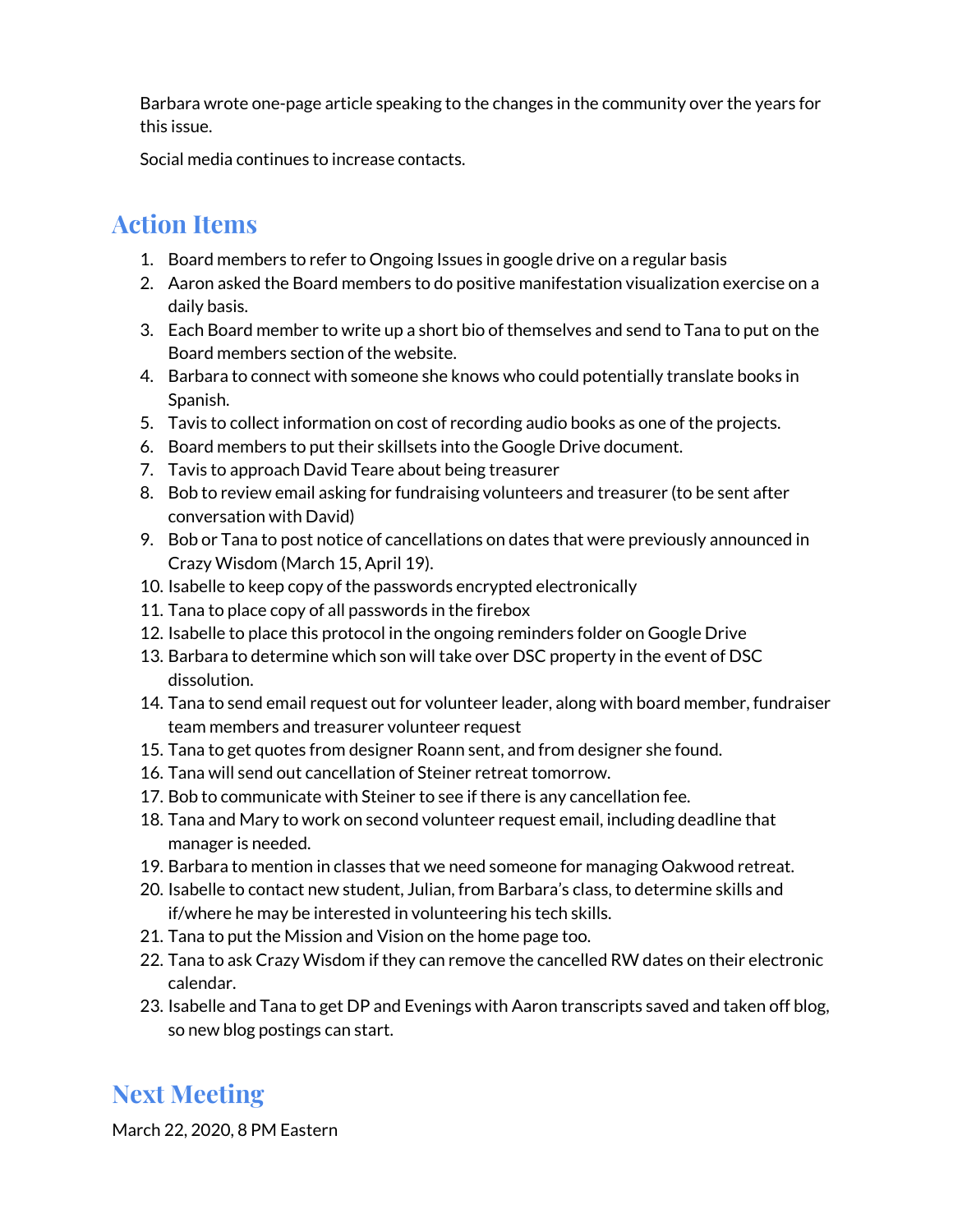Barbara wrote one-page article speaking to the changes in the community over the years for this issue.

Social media continues to increase contacts.

## Action Items

1. Board members to refer to Ongoing Issues in google drive on a regular basis
2. Aaron asked the Board members to do positive manifestation visualization exercise on a daily basis.
3. Each Board member to write up a short bio of themselves and send to Tana to put on the Board members section of the website.
4. Barbara to connect with someone she knows who could potentially translate books in Spanish.
5. Tavis to collect information on cost of recording audio books as one of the projects.
6. Board members to put their skillsets into the Google Drive document.
7. Tavis to approach David Teare about being treasurer
8. Bob to review email asking for fundraising volunteers and treasurer (to be sent after conversation with David)
9. Bob or Tana to post notice of cancellations on dates that were previously announced in Crazy Wisdom (March 15, April 19).
10. Isabelle to keep copy of the passwords encrypted electronically
11. Tana to place copy of all passwords in the firebox
12. Isabelle to place this protocol in the ongoing reminders folder on Google Drive
13. Barbara to determine which son will take over DSC property in the event of DSC dissolution.
14. Tana to send email request out for volunteer leader, along with board member, fundraiser team members and treasurer volunteer request
15. Tana to get quotes from designer Roann sent, and from designer she found.
16. Tana will send out cancellation of Steiner retreat tomorrow.
17. Bob to communicate with Steiner to see if there is any cancellation fee.
18. Tana and Mary to work on second volunteer request email, including deadline that manager is needed.
19. Barbara to mention in classes that we need someone for managing Oakwood retreat.
20. Isabelle to contact new student, Julian, from Barbara's class, to determine skills and if/where he may be interested in volunteering his tech skills.
21. Tana to put the Mission and Vision on the home page too.
22. Tana to ask Crazy Wisdom if they can remove the cancelled RW dates on their electronic calendar.
23. Isabelle and Tana to get DP and Evenings with Aaron transcripts saved and taken off blog, so new blog postings can start.

## Next Meeting

March 22, 2020, 8 PM Eastern